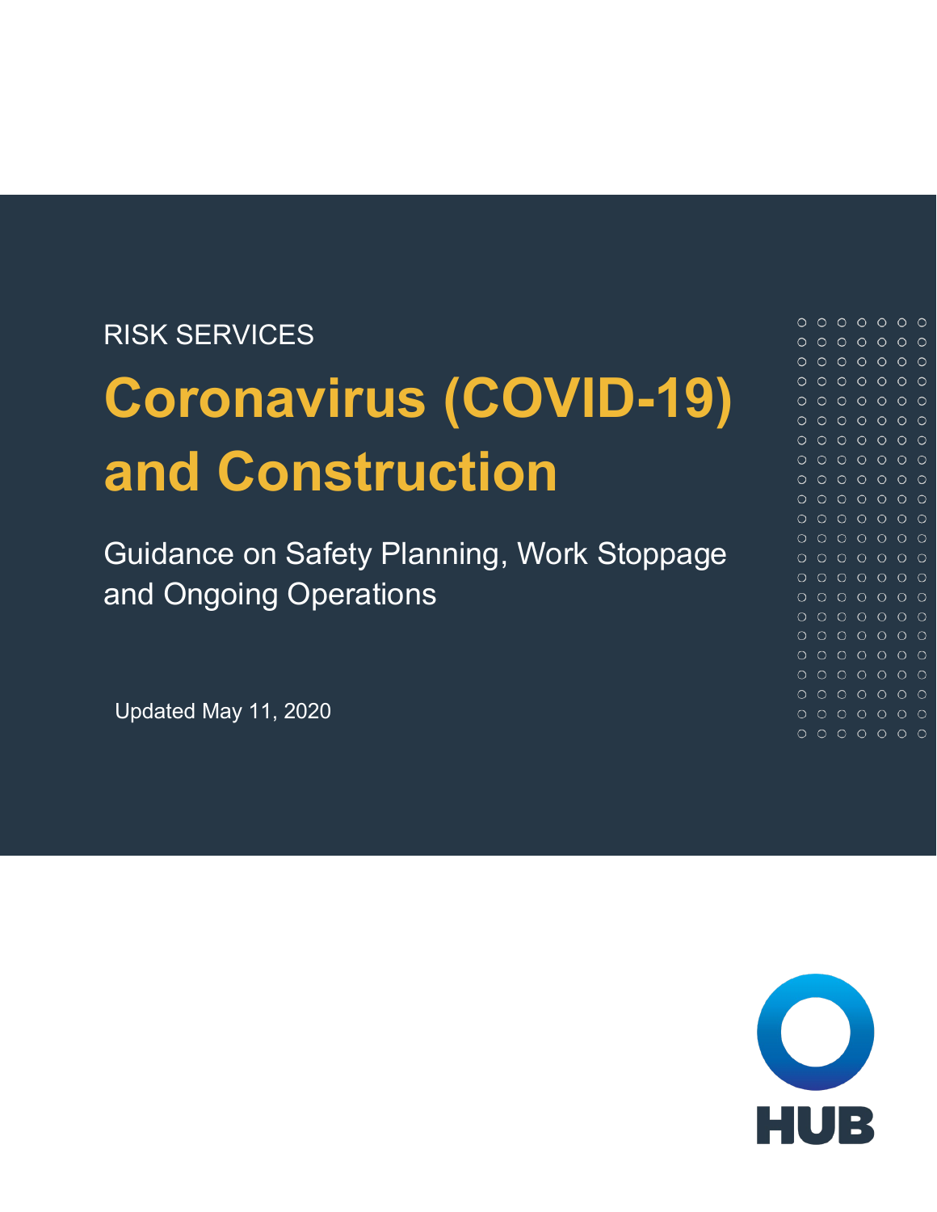RISK SERVICES

# Coronavirus (COVID-19) and Construction

## Guidance on Safety Planning, Work Stoppage and Ongoing Operations

Updated May 11, 2020

HUB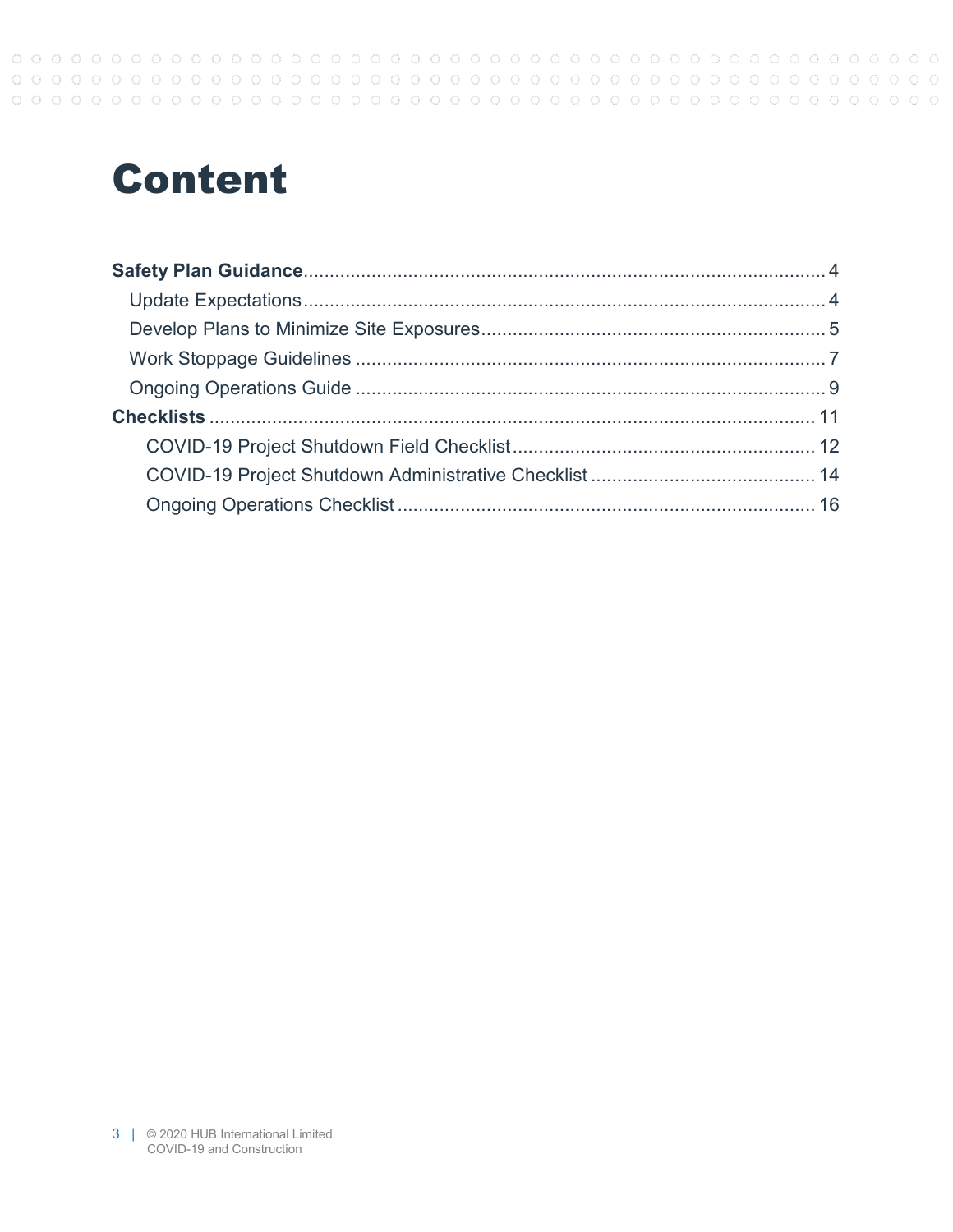# Content

**Safety Plan Guidance** .......... 4

- Update Expectations .......... 4
- Develop Plans to Minimize Site Exposures .......... 5
- Work Stoppage Guidelines .......... 7
- Ongoing Operations Guide .......... 9

**Checklists** .......... 11

- COVID-19 Project Shutdown Field Checklist .......... 12
- COVID-19 Project Shutdown Administrative Checklist .......... 14
- Ongoing Operations Checklist .......... 16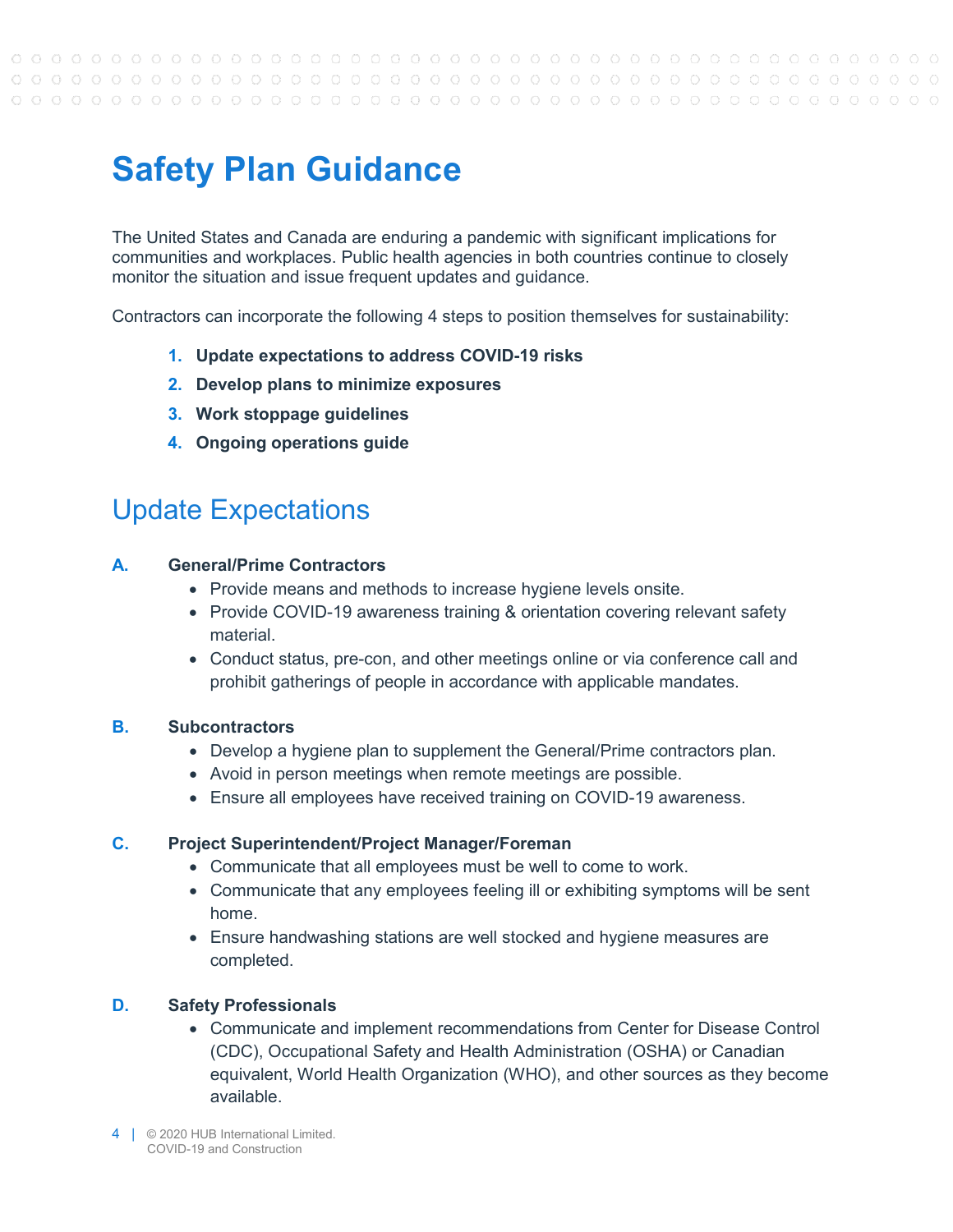# Safety Plan Guidance

The United States and Canada are enduring a pandemic with significant implications for communities and workplaces. Public health agencies in both countries continue to closely monitor the situation and issue frequent updates and guidance.

Contractors can incorporate the following 4 steps to position themselves for sustainability:

1. **Update expectations to address COVID-19 risks**
2. **Develop plans to minimize exposures**
3. **Work stoppage guidelines**
4. **Ongoing operations guide**

## Update Expectations

**A. General/Prime Contractors**

- Provide means and methods to increase hygiene levels onsite.
- Provide COVID-19 awareness training & orientation covering relevant safety material.
- Conduct status, pre-con, and other meetings online or via conference call and prohibit gatherings of people in accordance with applicable mandates.

**B. Subcontractors**

- Develop a hygiene plan to supplement the General/Prime contractors plan.
- Avoid in person meetings when remote meetings are possible.
- Ensure all employees have received training on COVID-19 awareness.

**C. Project Superintendent/Project Manager/Foreman**

- Communicate that all employees must be well to come to work.
- Communicate that any employees feeling ill or exhibiting symptoms will be sent home.
- Ensure handwashing stations are well stocked and hygiene measures are completed.

**D. Safety Professionals**

- Communicate and implement recommendations from Center for Disease Control (CDC), Occupational Safety and Health Administration (OSHA) or Canadian equivalent, World Health Organization (WHO), and other sources as they become available.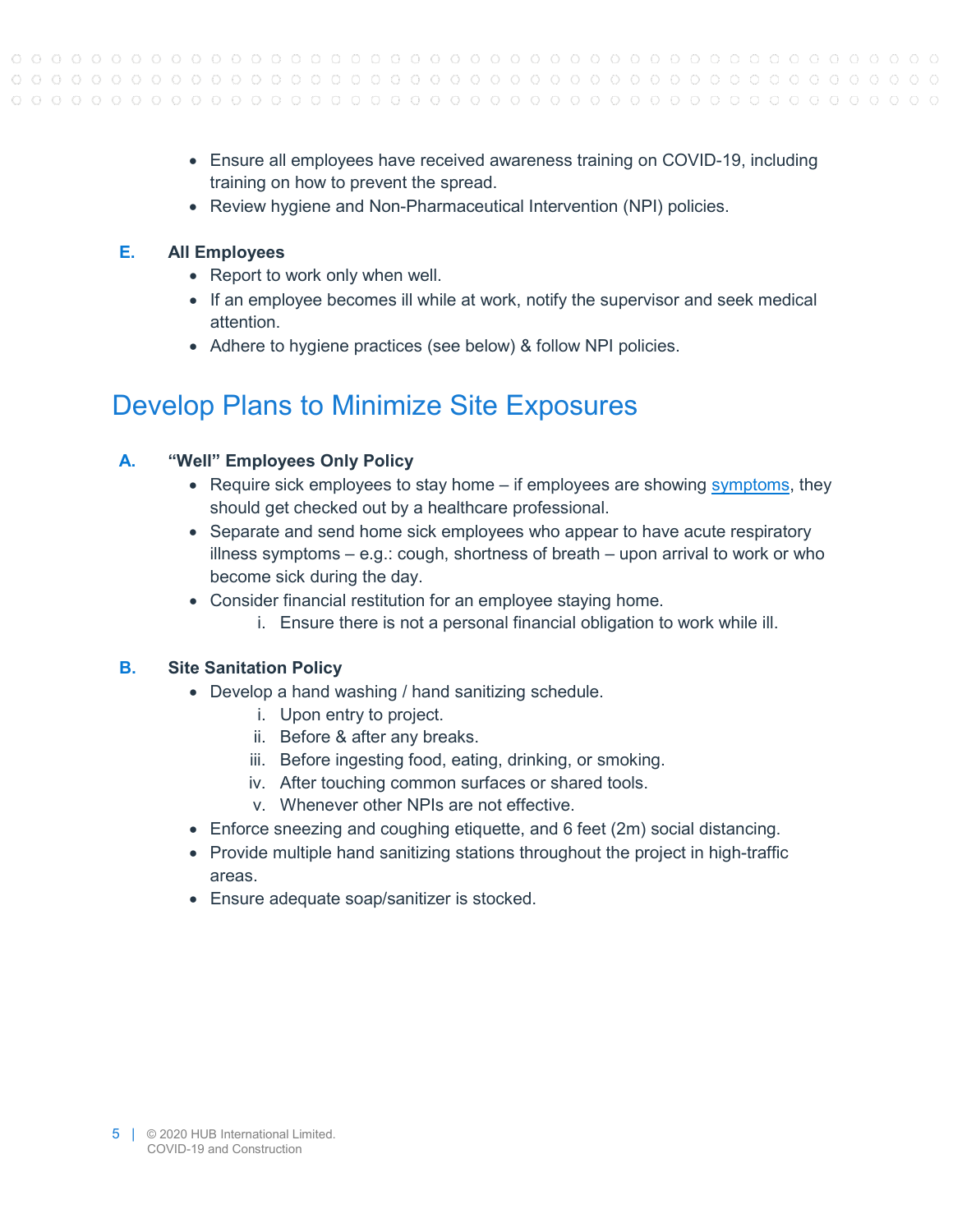- Ensure all employees have received awareness training on COVID-19, including training on how to prevent the spread.
- Review hygiene and Non-Pharmaceutical Intervention (NPI) policies.

**E. All Employees**

- Report to work only when well.
- If an employee becomes ill while at work, notify the supervisor and seek medical attention.
- Adhere to hygiene practices (see below) & follow NPI policies.

## Develop Plans to Minimize Site Exposures

**A. "Well" Employees Only Policy**

- Require sick employees to stay home – if employees are showing symptoms, they should get checked out by a healthcare professional.
- Separate and send home sick employees who appear to have acute respiratory illness symptoms – e.g.: cough, shortness of breath – upon arrival to work or who become sick during the day.
- Consider financial restitution for an employee staying home.
    i. Ensure there is not a personal financial obligation to work while ill.

**B. Site Sanitation Policy**

- Develop a hand washing / hand sanitizing schedule.
    i. Upon entry to project.
    ii. Before & after any breaks.
    iii. Before ingesting food, eating, drinking, or smoking.
    iv. After touching common surfaces or shared tools.
    v. Whenever other NPIs are not effective.
- Enforce sneezing and coughing etiquette, and 6 feet (2m) social distancing.
- Provide multiple hand sanitizing stations throughout the project in high-traffic areas.
- Ensure adequate soap/sanitizer is stocked.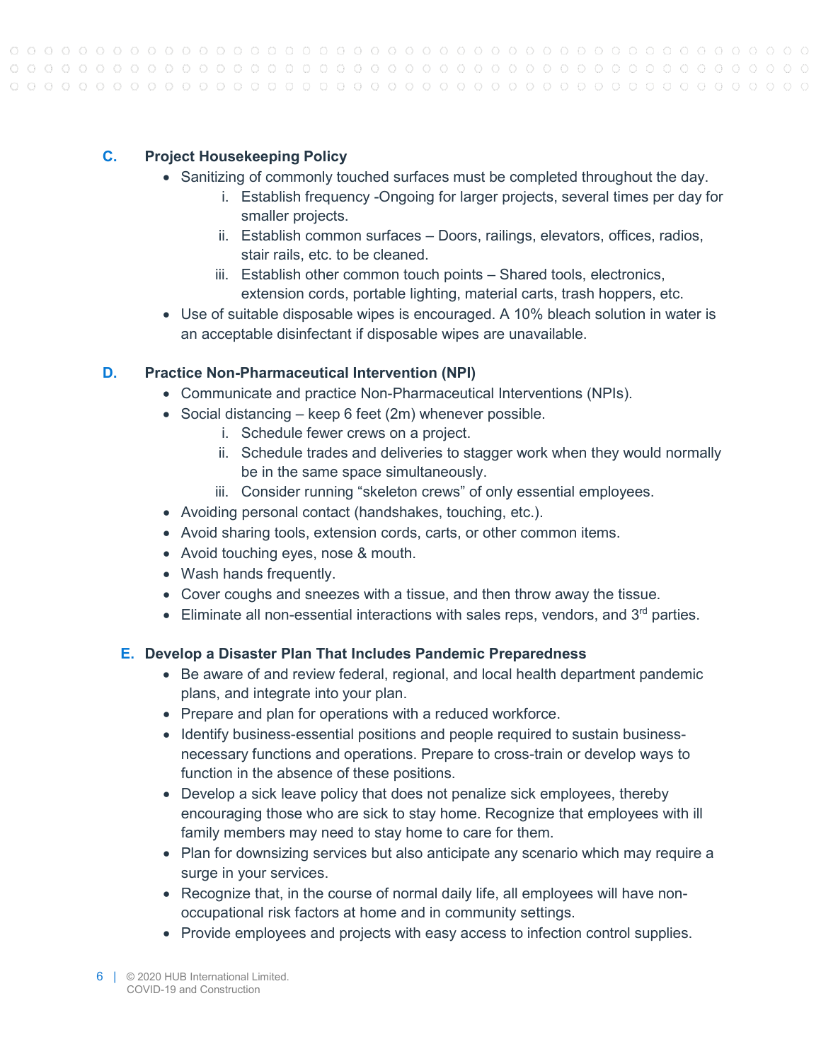## C. Project Housekeeping Policy

- Sanitizing of commonly touched surfaces must be completed throughout the day.
  1. Establish frequency -Ongoing for larger projects, several times per day for smaller projects.
  2. Establish common surfaces – Doors, railings, elevators, offices, radios, stair rails, etc. to be cleaned.
  3. Establish other common touch points – Shared tools, electronics, extension cords, portable lighting, material carts, trash hoppers, etc.
- Use of suitable disposable wipes is encouraged. A 10% bleach solution in water is an acceptable disinfectant if disposable wipes are unavailable.

## D. Practice Non-Pharmaceutical Intervention (NPI)

- Communicate and practice Non-Pharmaceutical Interventions (NPIs).
- Social distancing – keep 6 feet (2m) whenever possible.
  1. Schedule fewer crews on a project.
  2. Schedule trades and deliveries to stagger work when they would normally be in the same space simultaneously.
  3. Consider running "skeleton crews" of only essential employees.
- Avoiding personal contact (handshakes, touching, etc.).
- Avoid sharing tools, extension cords, carts, or other common items.
- Avoid touching eyes, nose & mouth.
- Wash hands frequently.
- Cover coughs and sneezes with a tissue, and then throw away the tissue.
- Eliminate all non-essential interactions with sales reps, vendors, and 3rd parties.

## E. Develop a Disaster Plan That Includes Pandemic Preparedness

- Be aware of and review federal, regional, and local health department pandemic plans, and integrate into your plan.
- Prepare and plan for operations with a reduced workforce.
- Identify business-essential positions and people required to sustain business-necessary functions and operations. Prepare to cross-train or develop ways to function in the absence of these positions.
- Develop a sick leave policy that does not penalize sick employees, thereby encouraging those who are sick to stay home. Recognize that employees with ill family members may need to stay home to care for them.
- Plan for downsizing services but also anticipate any scenario which may require a surge in your services.
- Recognize that, in the course of normal daily life, all employees will have non-occupational risk factors at home and in community settings.
- Provide employees and projects with easy access to infection control supplies.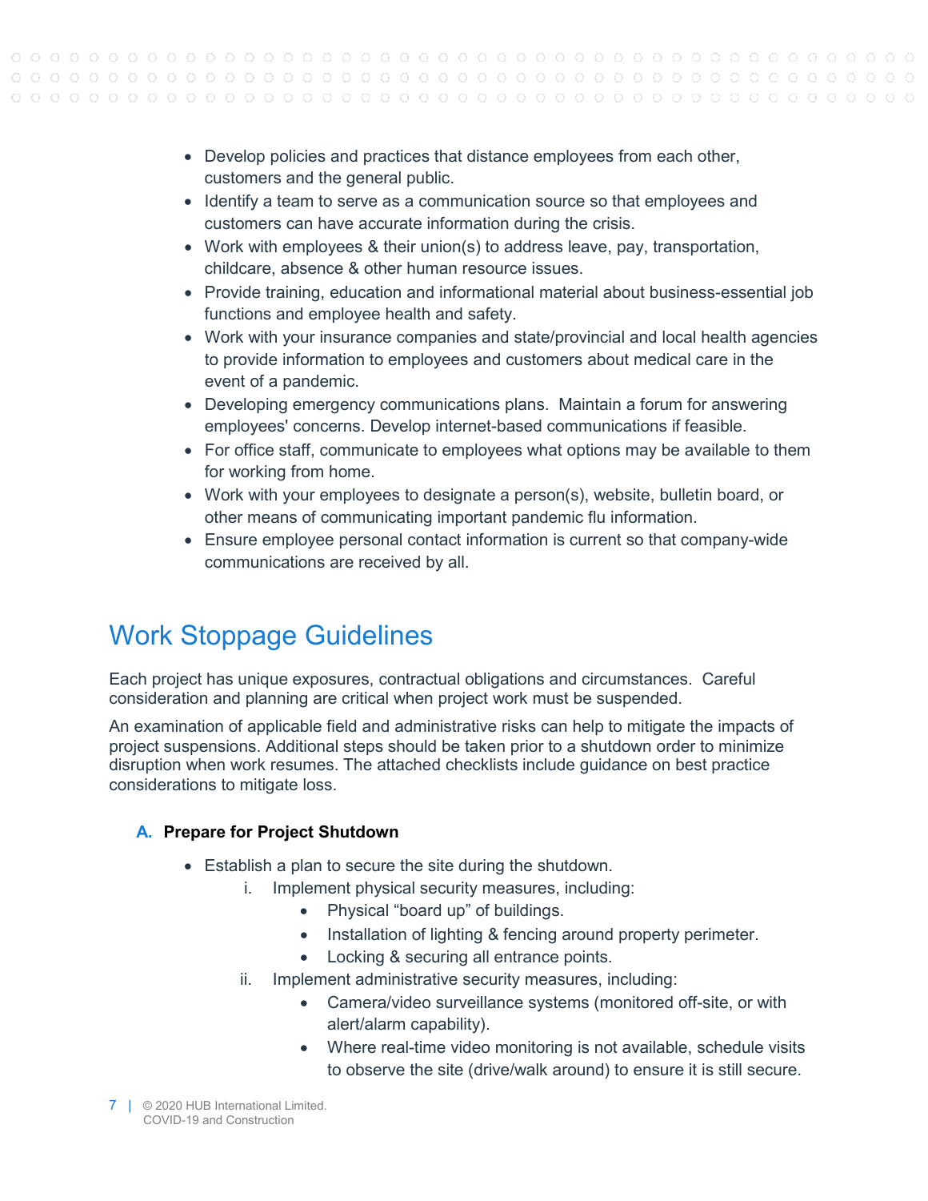- Develop policies and practices that distance employees from each other, customers and the general public.
- Identify a team to serve as a communication source so that employees and customers can have accurate information during the crisis.
- Work with employees & their union(s) to address leave, pay, transportation, childcare, absence & other human resource issues.
- Provide training, education and informational material about business-essential job functions and employee health and safety.
- Work with your insurance companies and state/provincial and local health agencies to provide information to employees and customers about medical care in the event of a pandemic.
- Developing emergency communications plans. Maintain a forum for answering employees' concerns. Develop internet-based communications if feasible.
- For office staff, communicate to employees what options may be available to them for working from home.
- Work with your employees to designate a person(s), website, bulletin board, or other means of communicating important pandemic flu information.
- Ensure employee personal contact information is current so that company-wide communications are received by all.

## Work Stoppage Guidelines

Each project has unique exposures, contractual obligations and circumstances. Careful consideration and planning are critical when project work must be suspended.

An examination of applicable field and administrative risks can help to mitigate the impacts of project suspensions. Additional steps should be taken prior to a shutdown order to minimize disruption when work resumes. The attached checklists include guidance on best practice considerations to mitigate loss.

### A. Prepare for Project Shutdown

- Establish a plan to secure the site during the shutdown.
  i. Implement physical security measures, including:
     - Physical "board up" of buildings.
     - Installation of lighting & fencing around property perimeter.
     - Locking & securing all entrance points.
  
  ii. Implement administrative security measures, including:
     - Camera/video surveillance systems (monitored off-site, or with alert/alarm capability).
     - Where real-time video monitoring is not available, schedule visits to observe the site (drive/walk around) to ensure it is still secure.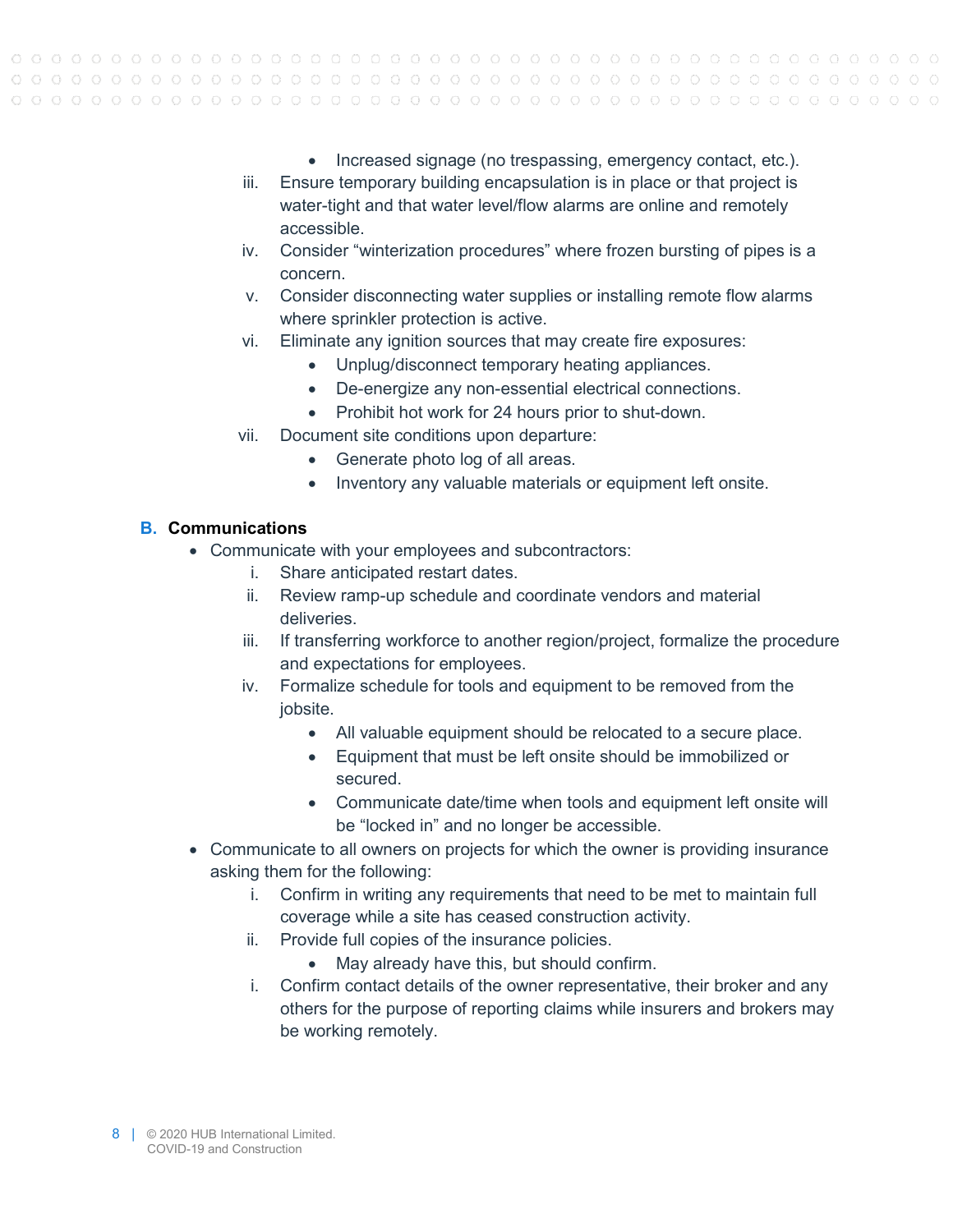- Increased signage (no trespassing, emergency contact, etc.).
  - iii. Ensure temporary building encapsulation is in place or that project is water-tight and that water level/flow alarms are online and remotely accessible.
  - iv. Consider "winterization procedures" where frozen bursting of pipes is a concern.
  - v. Consider disconnecting water supplies or installing remote flow alarms where sprinkler protection is active.
  - vi. Eliminate any ignition sources that may create fire exposures:
    - Unplug/disconnect temporary heating appliances.
    - De-energize any non-essential electrical connections.
    - Prohibit hot work for 24 hours prior to shut-down.
  - vii. Document site conditions upon departure:
    - Generate photo log of all areas.
    - Inventory any valuable materials or equipment left onsite.

**B. Communications**

- Communicate with your employees and subcontractors:
  - i. Share anticipated restart dates.
  - ii. Review ramp-up schedule and coordinate vendors and material deliveries.
  - iii. If transferring workforce to another region/project, formalize the procedure and expectations for employees.
  - iv. Formalize schedule for tools and equipment to be removed from the jobsite.
    - All valuable equipment should be relocated to a secure place.
    - Equipment that must be left onsite should be immobilized or secured.
    - Communicate date/time when tools and equipment left onsite will be "locked in" and no longer be accessible.
- Communicate to all owners on projects for which the owner is providing insurance asking them for the following:
  - i. Confirm in writing any requirements that need to be met to maintain full coverage while a site has ceased construction activity.
  - ii. Provide full copies of the insurance policies.
    - May already have this, but should confirm.
  - i. Confirm contact details of the owner representative, their broker and any others for the purpose of reporting claims while insurers and brokers may be working remotely.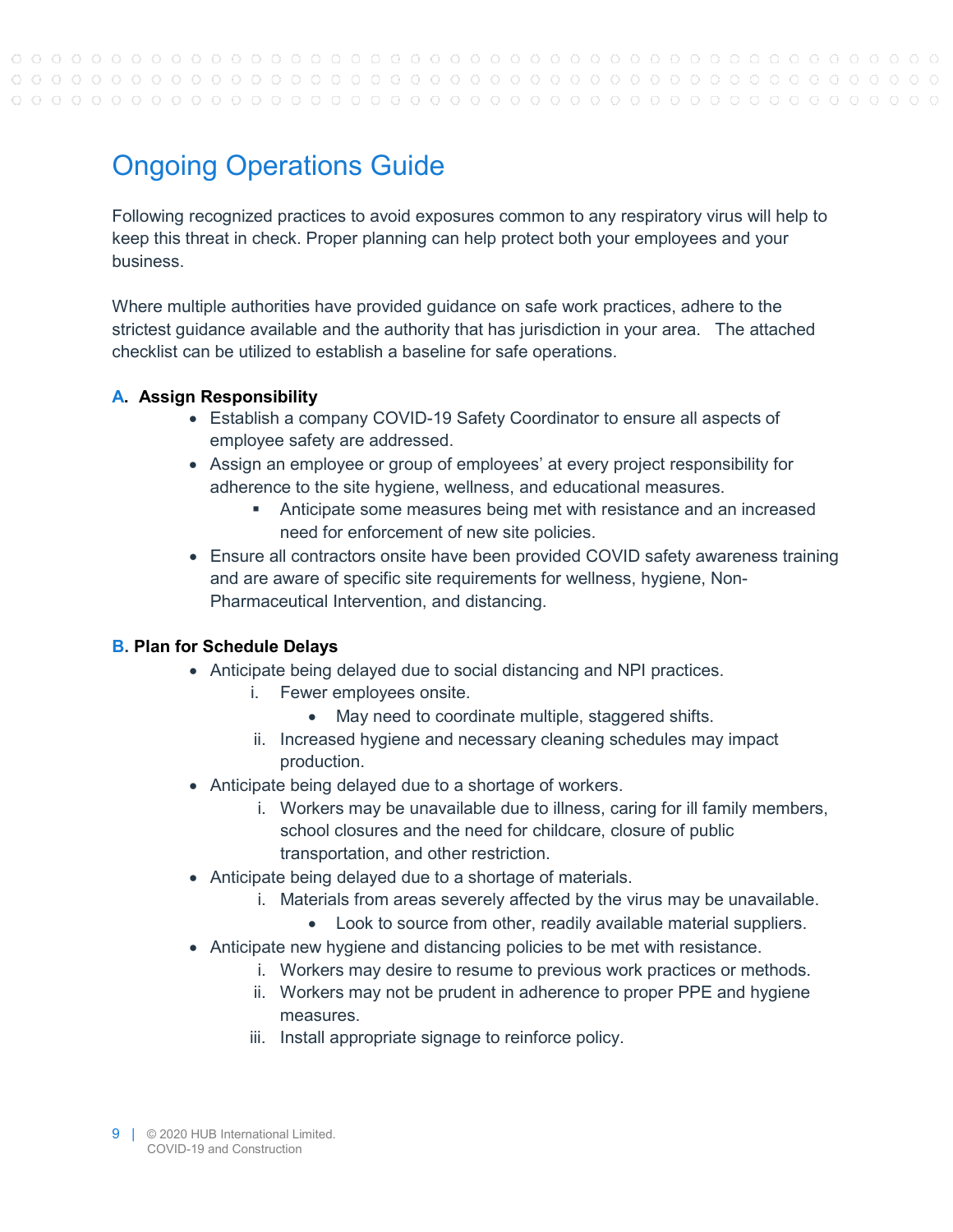# Ongoing Operations Guide

Following recognized practices to avoid exposures common to any respiratory virus will help to keep this threat in check. Proper planning can help protect both your employees and your business.

Where multiple authorities have provided guidance on safe work practices, adhere to the strictest guidance available and the authority that has jurisdiction in your area. The attached checklist can be utilized to establish a baseline for safe operations.

**A. Assign Responsibility**

- Establish a company COVID-19 Safety Coordinator to ensure all aspects of employee safety are addressed.
- Assign an employee or group of employees' at every project responsibility for adherence to the site hygiene, wellness, and educational measures.
  - Anticipate some measures being met with resistance and an increased need for enforcement of new site policies.
- Ensure all contractors onsite have been provided COVID safety awareness training and are aware of specific site requirements for wellness, hygiene, Non-Pharmaceutical Intervention, and distancing.

**B. Plan for Schedule Delays**

- Anticipate being delayed due to social distancing and NPI practices.
  1. Fewer employees onsite.
     - May need to coordinate multiple, staggered shifts.
  2. Increased hygiene and necessary cleaning schedules may impact production.
- Anticipate being delayed due to a shortage of workers.
  1. Workers may be unavailable due to illness, caring for ill family members, school closures and the need for childcare, closure of public transportation, and other restriction.
- Anticipate being delayed due to a shortage of materials.
  1. Materials from areas severely affected by the virus may be unavailable.
     - Look to source from other, readily available material suppliers.
- Anticipate new hygiene and distancing policies to be met with resistance.
  1. Workers may desire to resume to previous work practices or methods.
  2. Workers may not be prudent in adherence to proper PPE and hygiene measures.
  3. Install appropriate signage to reinforce policy.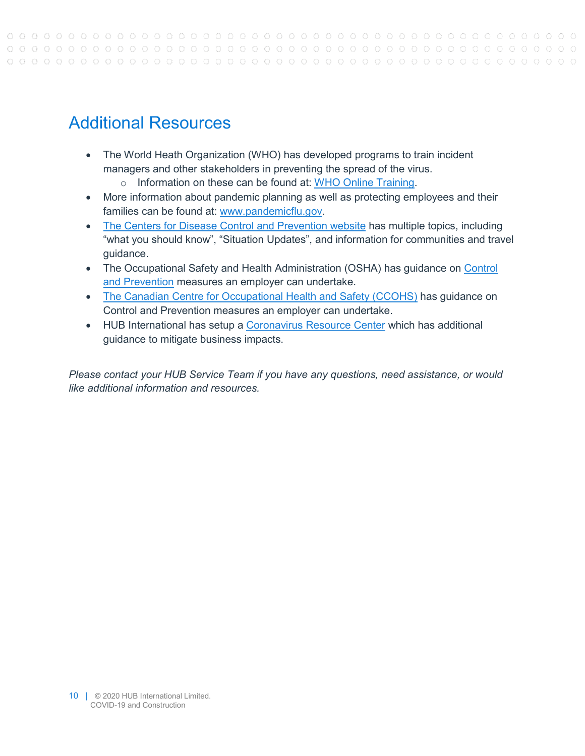## Additional Resources

- The World Heath Organization (WHO) has developed programs to train incident managers and other stakeholders in preventing the spread of the virus.
  - Information on these can be found at: WHO Online Training.
- More information about pandemic planning as well as protecting employees and their families can be found at: www.pandemicflu.gov.
- The Centers for Disease Control and Prevention website has multiple topics, including "what you should know", "Situation Updates", and information for communities and travel guidance.
- The Occupational Safety and Health Administration (OSHA) has guidance on Control and Prevention measures an employer can undertake.
- The Canadian Centre for Occupational Health and Safety (CCOHS) has guidance on Control and Prevention measures an employer can undertake.
- HUB International has setup a Coronavirus Resource Center which has additional guidance to mitigate business impacts.

*Please contact your HUB Service Team if you have any questions, need assistance, or would like additional information and resources.*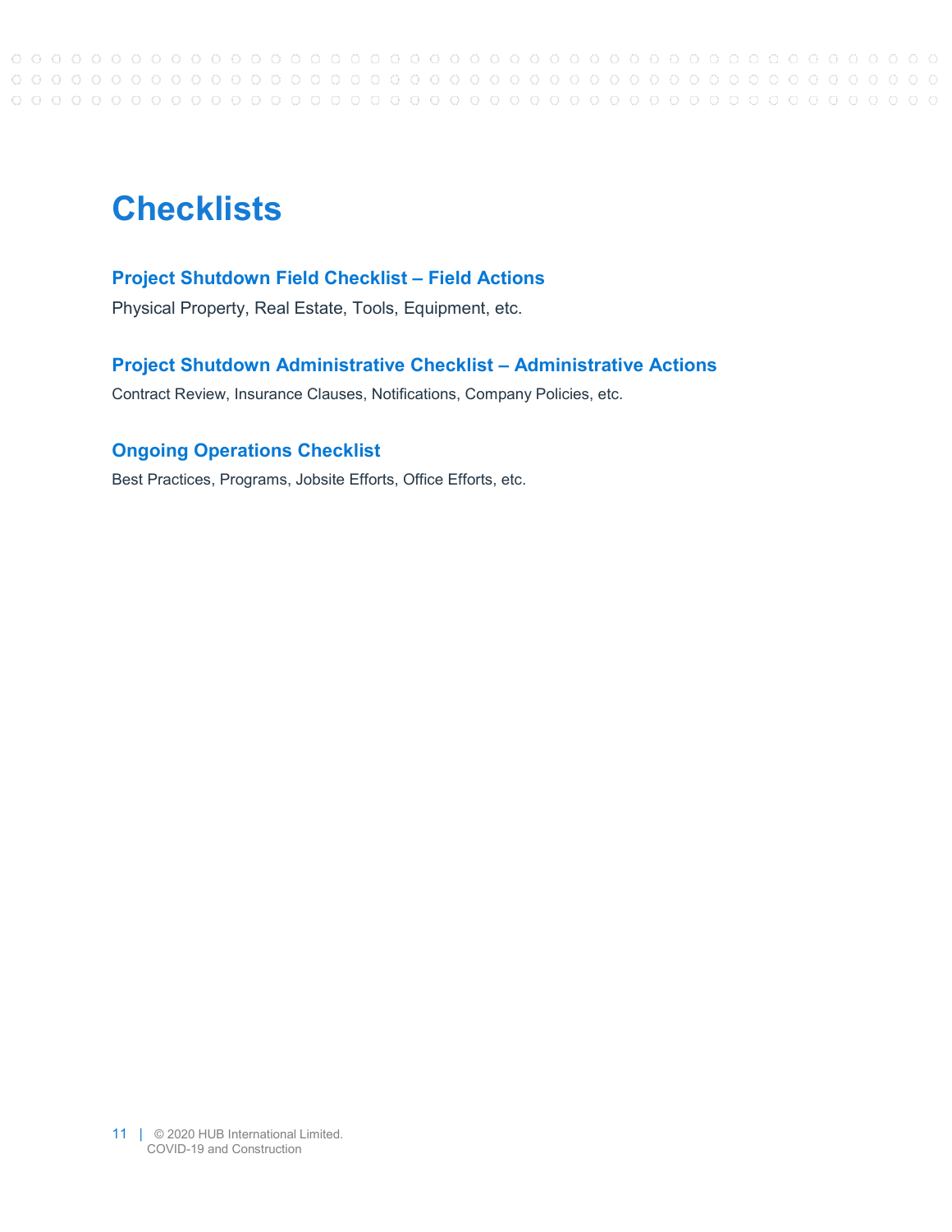# Checklists

## Project Shutdown Field Checklist – Field Actions

Physical Property, Real Estate, Tools, Equipment, etc.

## Project Shutdown Administrative Checklist – Administrative Actions

Contract Review, Insurance Clauses, Notifications, Company Policies, etc.

## Ongoing Operations Checklist

Best Practices, Programs, Jobsite Efforts, Office Efforts, etc.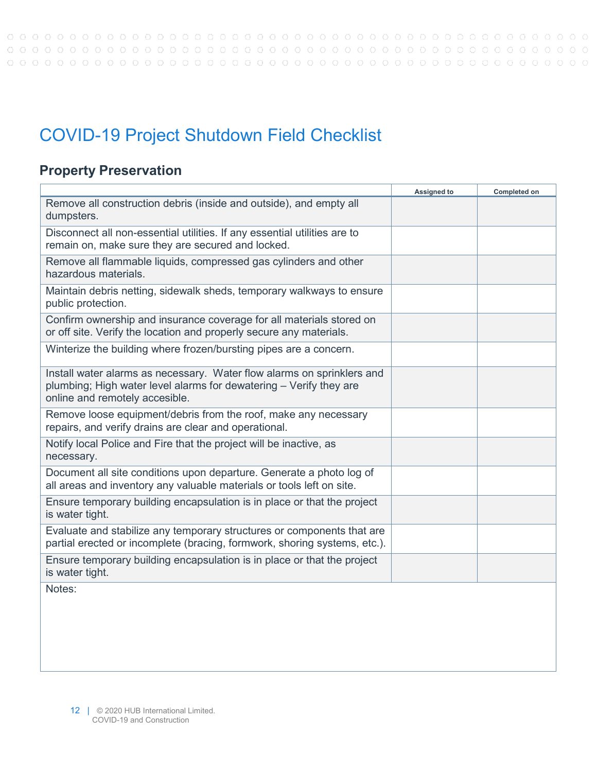# COVID-19 Project Shutdown Field Checklist

## Property Preservation

| | Assigned to | Completed on |
|---|---|---|
| Remove all construction debris (inside and outside), and empty all dumpsters. | | |
| Disconnect all non-essential utilities. If any essential utilities are to remain on, make sure they are secured and locked. | | |
| Remove all flammable liquids, compressed gas cylinders and other hazardous materials. | | |
| Maintain debris netting, sidewalk sheds, temporary walkways to ensure public protection. | | |
| Confirm ownership and insurance coverage for all materials stored on or off site. Verify the location and properly secure any materials. | | |
| Winterize the building where frozen/bursting pipes are a concern. | | |
| Install water alarms as necessary. Water flow alarms on sprinklers and plumbing; High water level alarms for dewatering – Verify they are online and remotely accesible. | | |
| Remove loose equipment/debris from the roof, make any necessary repairs, and verify drains are clear and operational. | | |
| Notify local Police and Fire that the project will be inactive, as necessary. | | |
| Document all site conditions upon departure. Generate a photo log of all areas and inventory any valuable materials or tools left on site. | | |
| Ensure temporary building encapsulation is in place or that the project is water tight. | | |
| Evaluate and stabilize any temporary structures or components that are partial erected or incomplete (bracing, formwork, shoring systems, etc.). | | |
| Ensure temporary building encapsulation is in place or that the project is water tight. | | |
| Notes: | | |

© 2020 HUB International Limited.
COVID-19 and Construction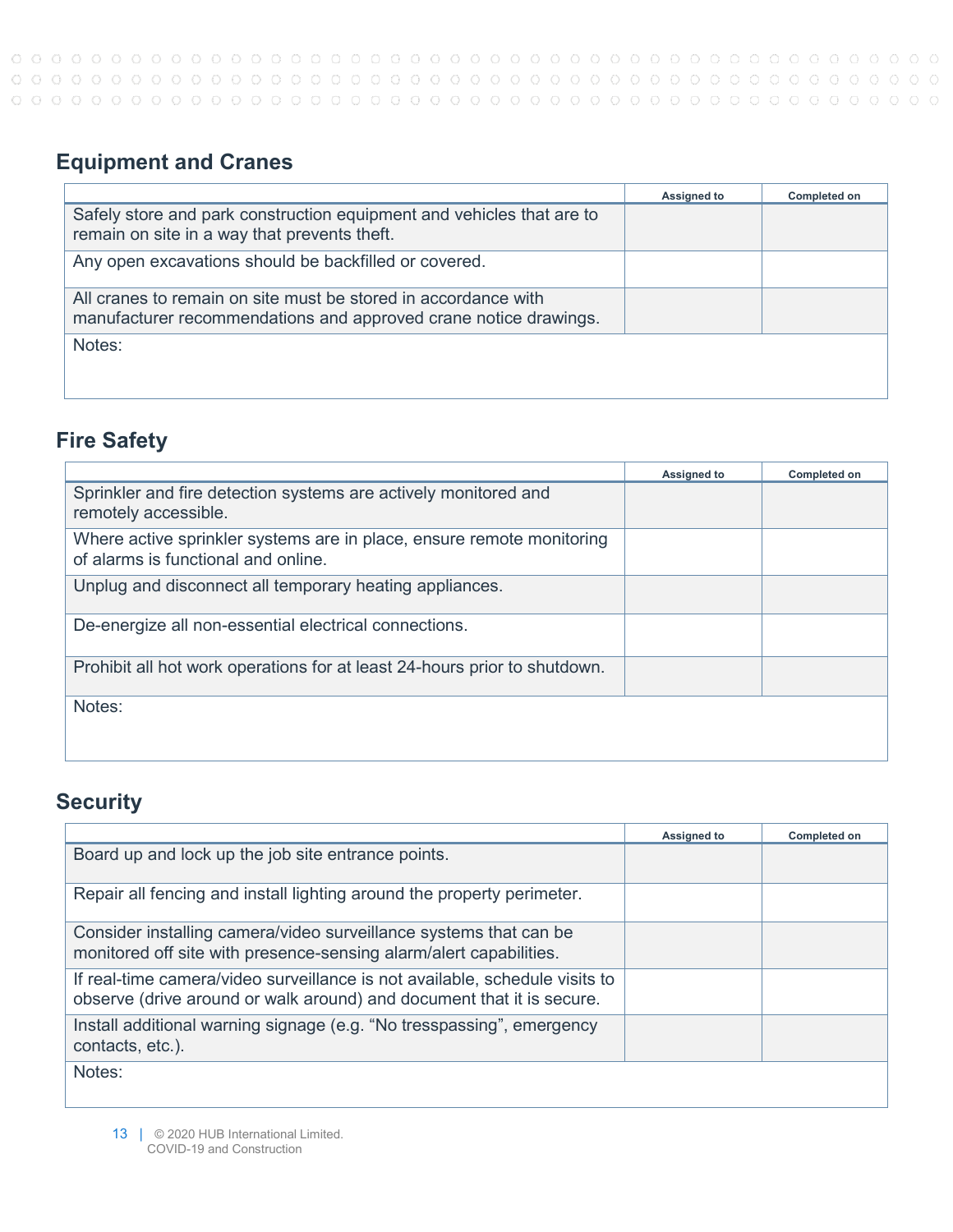## Equipment and Cranes

| | Assigned to | Completed on |
|---|---|---|
| Safely store and park construction equipment and vehicles that are to remain on site in a way that prevents theft. | | |
| Any open excavations should be backfilled or covered. | | |
| All cranes to remain on site must be stored in accordance with manufacturer recommendations and approved crane notice drawings. | | |
| Notes: | | |

## Fire Safety

| | Assigned to | Completed on |
|---|---|---|
| Sprinkler and fire detection systems are actively monitored and remotely accessible. | | |
| Where active sprinkler systems are in place, ensure remote monitoring of alarms is functional and online. | | |
| Unplug and disconnect all temporary heating appliances. | | |
| De-energize all non-essential electrical connections. | | |
| Prohibit all hot work operations for at least 24-hours prior to shutdown. | | |
| Notes: | | |

## Security

| | Assigned to | Completed on |
|---|---|---|
| Board up and lock up the job site entrance points. | | |
| Repair all fencing and install lighting around the property perimeter. | | |
| Consider installing camera/video surveillance systems that can be monitored off site with presence-sensing alarm/alert capabilities. | | |
| If real-time camera/video surveillance is not available, schedule visits to observe (drive around or walk around) and document that it is secure. | | |
| Install additional warning signage (e.g. "No tresspassing", emergency contacts, etc.). | | |
| Notes: | | |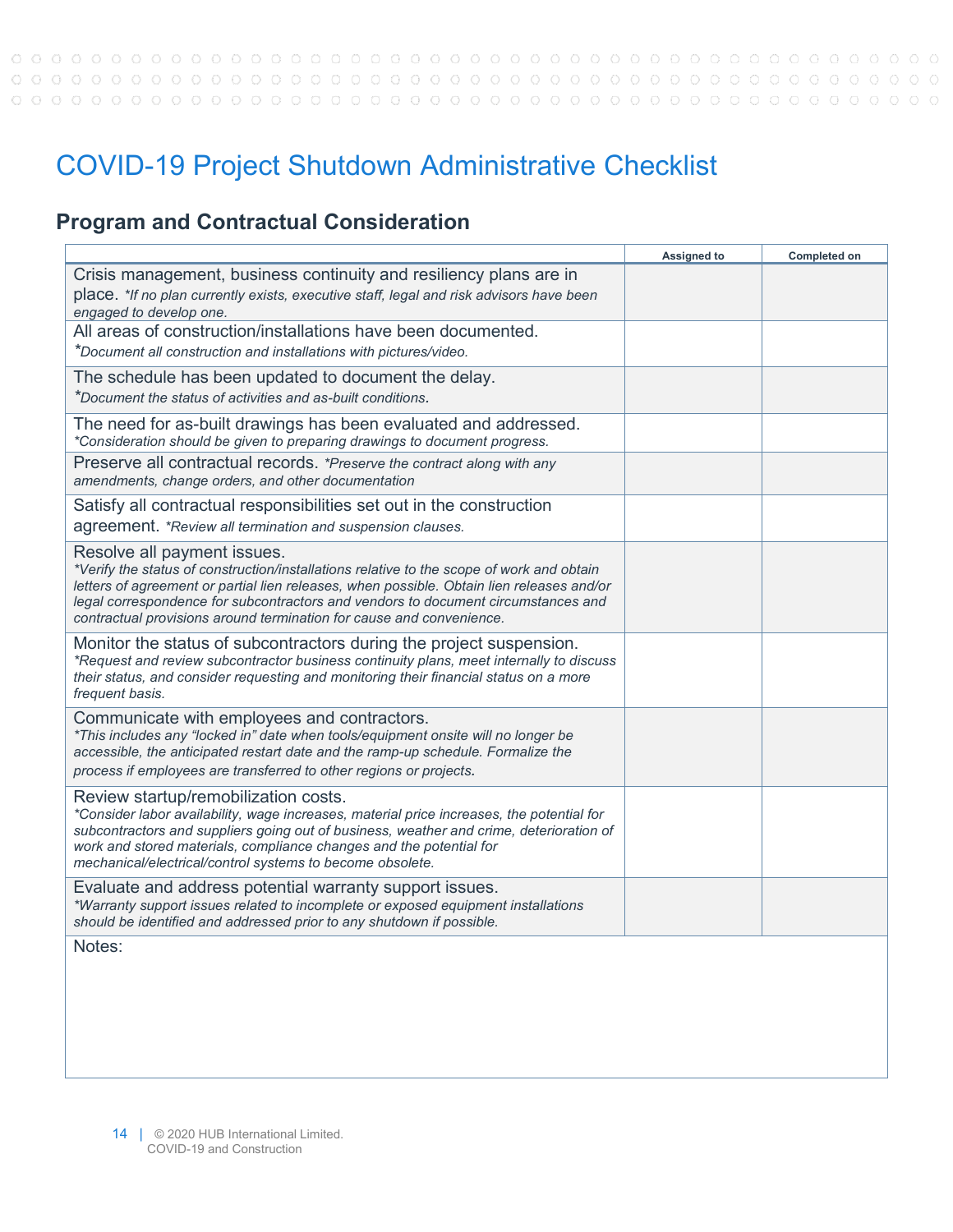# COVID-19 Project Shutdown Administrative Checklist

## Program and Contractual Consideration

| | Assigned to | Completed on |
|---|---|---|
| Crisis management, business continuity and resiliency plans are in place. *\*If no plan currently exists, executive staff, legal and risk advisors have been engaged to develop one.* | | |
| All areas of construction/installations have been documented. *\*Document all construction and installations with pictures/video.* | | |
| The schedule has been updated to document the delay. *\*Document the status of activities and as-built conditions.* | | |
| The need for as-built drawings has been evaluated and addressed. *\*Consideration should be given to preparing drawings to document progress.* | | |
| Preserve all contractual records. *\*Preserve the contract along with any amendments, change orders, and other documentation* | | |
| Satisfy all contractual responsibilities set out in the construction agreement. *\*Review all termination and suspension clauses.* | | |
| Resolve all payment issues. *\*Verify the status of construction/installations relative to the scope of work and obtain letters of agreement or partial lien releases, when possible. Obtain lien releases and/or legal correspondence for subcontractors and vendors to document circumstances and contractual provisions around termination for cause and convenience.* | | |
| Monitor the status of subcontractors during the project suspension. *\*Request and review subcontractor business continuity plans, meet internally to discuss their status, and consider requesting and monitoring their financial status on a more frequent basis.* | | |
| Communicate with employees and contractors. *\*This includes any "locked in" date when tools/equipment onsite will no longer be accessible, the anticipated restart date and the ramp-up schedule. Formalize the process if employees are transferred to other regions or projects.* | | |
| Review startup/remobilization costs. *\*Consider labor availability, wage increases, material price increases, the potential for subcontractors and suppliers going out of business, weather and crime, deterioration of work and stored materials, compliance changes and the potential for mechanical/electrical/control systems to become obsolete.* | | |
| Evaluate and address potential warranty support issues. *\*Warranty support issues related to incomplete or exposed equipment installations should be identified and addressed prior to any shutdown if possible.* | | |
| Notes: | | |

© 2020 HUB International Limited.
COVID-19 and Construction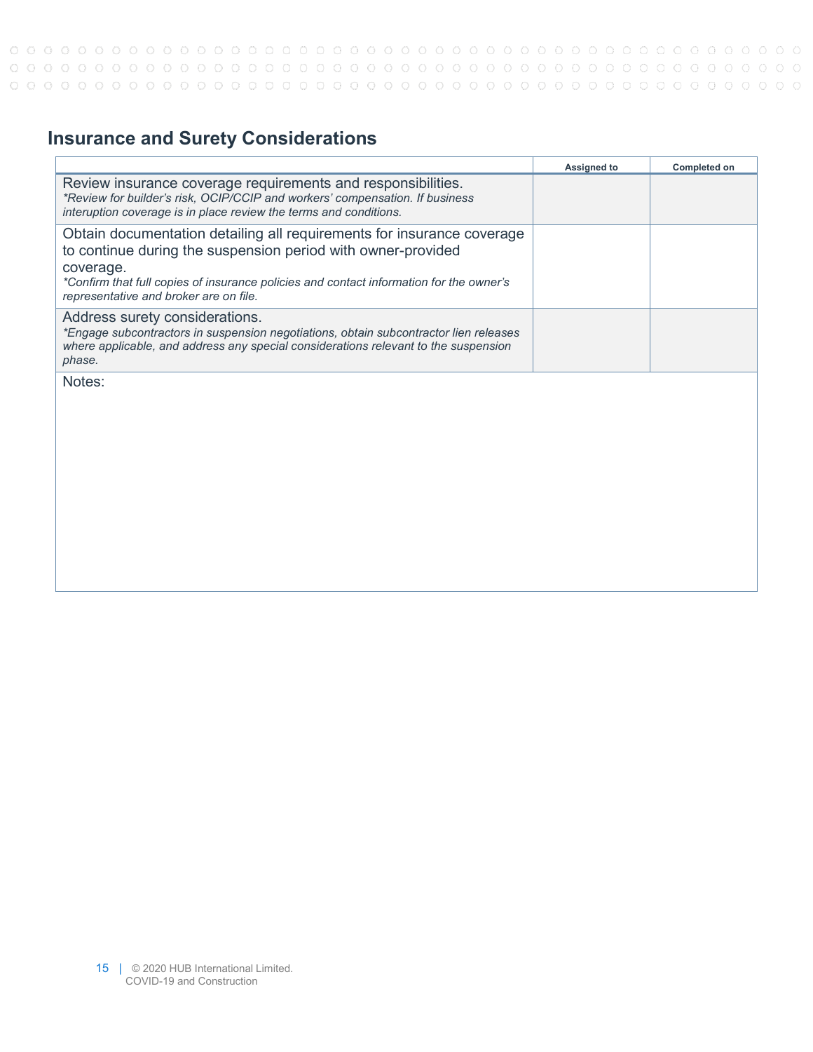## Insurance and Surety Considerations

| | Assigned to | Completed on |
|---|---|---|
| Review insurance coverage requirements and responsibilities.<br>*\*Review for builder's risk, OCIP/CCIP and workers' compensation. If business interuption coverage is in place review the terms and conditions.* | | |
| Obtain documentation detailing all requirements for insurance coverage to continue during the suspension period with owner-provided coverage.<br>*\*Confirm that full copies of insurance policies and contact information for the owner's representative and broker are on file.* | | |
| Address surety considerations.<br>*\*Engage subcontractors in suspension negotiations, obtain subcontractor lien releases where applicable, and address any special considerations relevant to the suspension phase.* | | |
| Notes: | | |

© 2020 HUB International Limited.
COVID-19 and Construction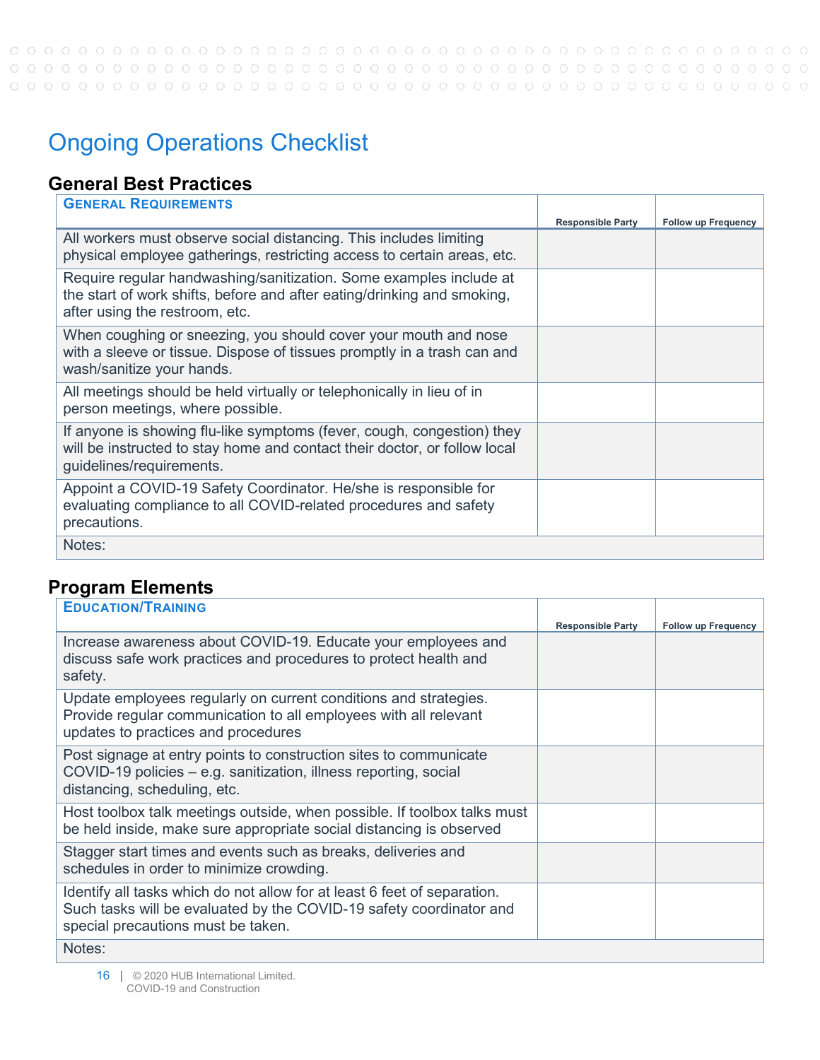# Ongoing Operations Checklist

## General Best Practices

| GENERAL REQUIREMENTS | Responsible Party | Follow up Frequency |
|---|---|---|
| All workers must observe social distancing. This includes limiting physical employee gatherings, restricting access to certain areas, etc. | | |
| Require regular handwashing/sanitization. Some examples include at the start of work shifts, before and after eating/drinking and smoking, after using the restroom, etc. | | |
| When coughing or sneezing, you should cover your mouth and nose with a sleeve or tissue. Dispose of tissues promptly in a trash can and wash/sanitize your hands. | | |
| All meetings should be held virtually or telephonically in lieu of in person meetings, where possible. | | |
| If anyone is showing flu-like symptoms (fever, cough, congestion) they will be instructed to stay home and contact their doctor, or follow local guidelines/requirements. | | |
| Appoint a COVID-19 Safety Coordinator. He/she is responsible for evaluating compliance to all COVID-related procedures and safety precautions. | | |
| Notes: | | |

## Program Elements

| EDUCATION/TRAINING | Responsible Party | Follow up Frequency |
|---|---|---|
| Increase awareness about COVID-19. Educate your employees and discuss safe work practices and procedures to protect health and safety. | | |
| Update employees regularly on current conditions and strategies. Provide regular communication to all employees with all relevant updates to practices and procedures | | |
| Post signage at entry points to construction sites to communicate COVID-19 policies – e.g. sanitization, illness reporting, social distancing, scheduling, etc. | | |
| Host toolbox talk meetings outside, when possible. If toolbox talks must be held inside, make sure appropriate social distancing is observed | | |
| Stagger start times and events such as breaks, deliveries and schedules in order to minimize crowding. | | |
| Identify all tasks which do not allow for at least 6 feet of separation. Such tasks will be evaluated by the COVID-19 safety coordinator and special precautions must be taken. | | |
| Notes: | | |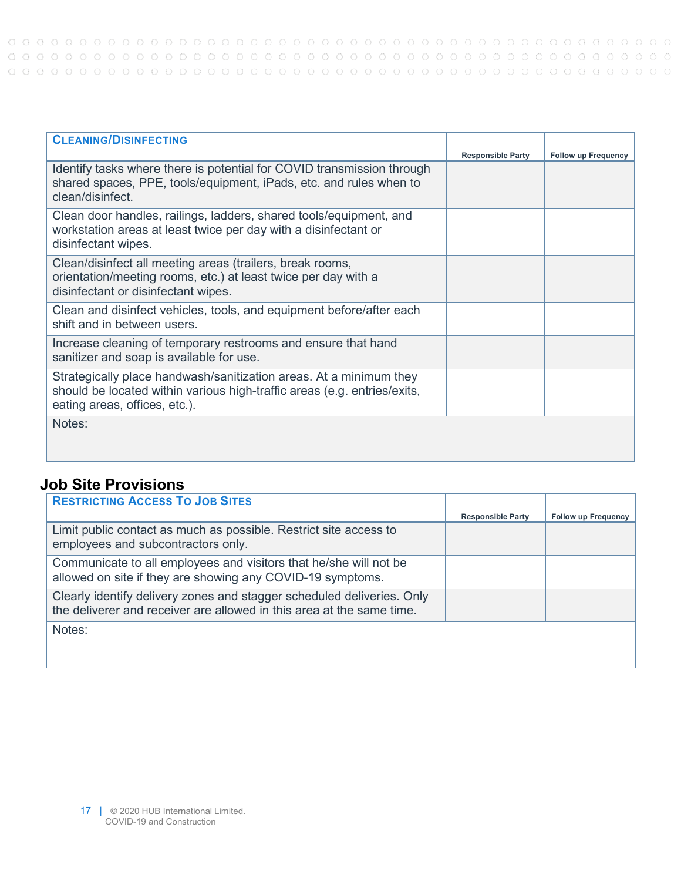| **CLEANING/DISINFECTING** | Responsible Party | Follow up Frequency |
|---|---|---|
| Identify tasks where there is potential for COVID transmission through shared spaces, PPE, tools/equipment, iPads, etc. and rules when to clean/disinfect. | | |
| Clean door handles, railings, ladders, shared tools/equipment, and workstation areas at least twice per day with a disinfectant or disinfectant wipes. | | |
| Clean/disinfect all meeting areas (trailers, break rooms, orientation/meeting rooms, etc.) at least twice per day with a disinfectant or disinfectant wipes. | | |
| Clean and disinfect vehicles, tools, and equipment before/after each shift and in between users. | | |
| Increase cleaning of temporary restrooms and ensure that hand sanitizer and soap is available for use. | | |
| Strategically place handwash/sanitization areas. At a minimum they should be located within various high-traffic areas (e.g. entries/exits, eating areas, offices, etc.). | | |
| Notes: | | |

## Job Site Provisions

| **RESTRICTING ACCESS TO JOB SITES** | Responsible Party | Follow up Frequency |
|---|---|---|
| Limit public contact as much as possible. Restrict site access to employees and subcontractors only. | | |
| Communicate to all employees and visitors that he/she will not be allowed on site if they are showing any COVID-19 symptoms. | | |
| Clearly identify delivery zones and stagger scheduled deliveries. Only the deliverer and receiver are allowed in this area at the same time. | | |
| Notes: | | |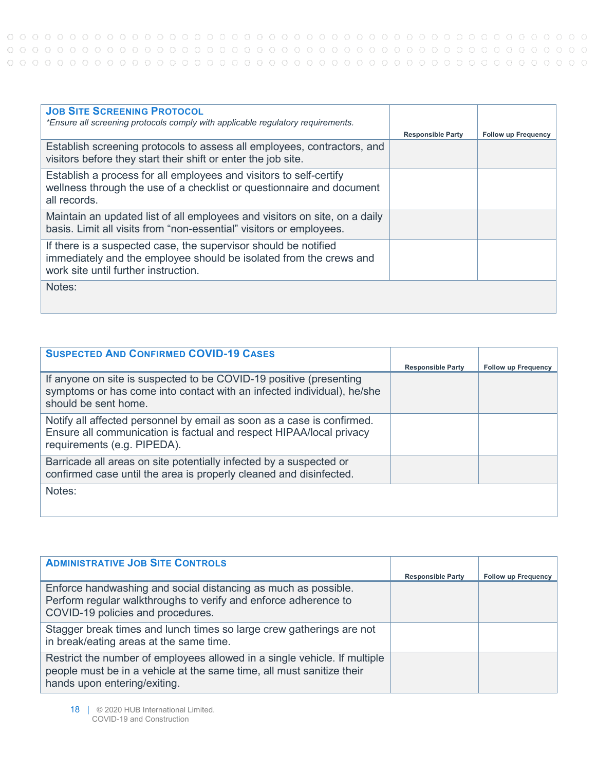| **JOB SITE SCREENING PROTOCOL**<br>*\*Ensure all screening protocols comply with applicable regulatory requirements.* | Responsible Party | Follow up Frequency |
|---|---|---|
| Establish screening protocols to assess all employees, contractors, and visitors before they start their shift or enter the job site. | | |
| Establish a process for all employees and visitors to self-certify wellness through the use of a checklist or questionnaire and document all records. | | |
| Maintain an updated list of all employees and visitors on site, on a daily basis. Limit all visits from "non-essential" visitors or employees. | | |
| If there is a suspected case, the supervisor should be notified immediately and the employee should be isolated from the crews and work site until further instruction. | | |
| Notes: | | |

| **SUSPECTED AND CONFIRMED COVID-19 CASES** | Responsible Party | Follow up Frequency |
|---|---|---|
| If anyone on site is suspected to be COVID-19 positive (presenting symptoms or has come into contact with an infected individual), he/she should be sent home. | | |
| Notify all affected personnel by email as soon as a case is confirmed. Ensure all communication is factual and respect HIPAA/local privacy requirements (e.g. PIPEDA). | | |
| Barricade all areas on site potentially infected by a suspected or confirmed case until the area is properly cleaned and disinfected. | | |
| Notes: | | |

| **ADMINISTRATIVE JOB SITE CONTROLS** | Responsible Party | Follow up Frequency |
|---|---|---|
| Enforce handwashing and social distancing as much as possible. Perform regular walkthroughs to verify and enforce adherence to COVID-19 policies and procedures. | | |
| Stagger break times and lunch times so large crew gatherings are not in break/eating areas at the same time. | | |
| Restrict the number of employees allowed in a single vehicle. If multiple people must be in a vehicle at the same time, all must sanitize their hands upon entering/exiting. | | |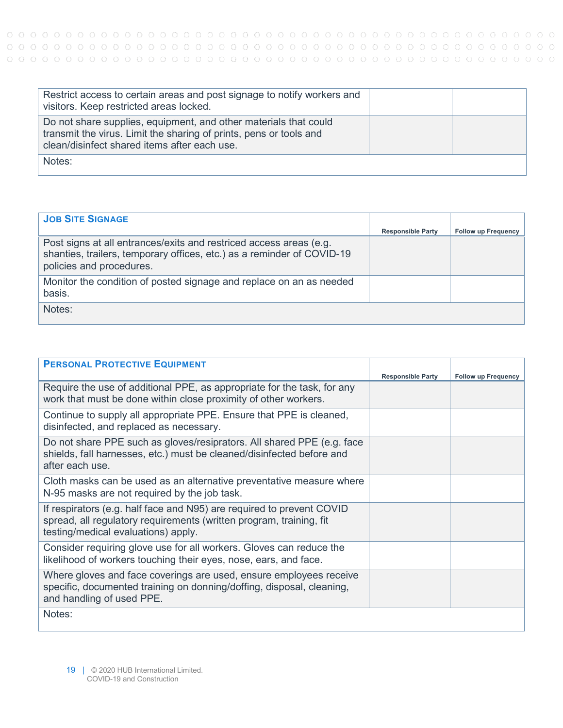| | | |
|---|---|---|
| Restrict access to certain areas and post signage to notify workers and visitors. Keep restricted areas locked. | | |
| Do not share supplies, equipment, and other materials that could transmit the virus. Limit the sharing of prints, pens or tools and clean/disinfect shared items after each use. | | |
| Notes: | | |

| **JOB SITE SIGNAGE** | **Responsible Party** | **Follow up Frequency** |
|---|---|---|
| Post signs at all entrances/exits and restriced access areas (e.g. shanties, trailers, temporary offices, etc.) as a reminder of COVID-19 policies and procedures. | | |
| Monitor the condition of posted signage and replace on an as needed basis. | | |
| Notes: | | |

| **PERSONAL PROTECTIVE EQUIPMENT** | **Responsible Party** | **Follow up Frequency** |
|---|---|---|
| Require the use of additional PPE, as appropriate for the task, for any work that must be done within close proximity of other workers. | | |
| Continue to supply all appropriate PPE. Ensure that PPE is cleaned, disinfected, and replaced as necessary. | | |
| Do not share PPE such as gloves/resipirators. All shared PPE (e.g. face shields, fall harnesses, etc.) must be cleaned/disinfected before and after each use. | | |
| Cloth masks can be used as an alternative preventative measure where N-95 masks are not required by the job task. | | |
| If respirators (e.g. half face and N95) are required to prevent COVID spread, all regulatory requirements (written program, training, fit testing/medical evaluations) apply. | | |
| Consider requiring glove use for all workers. Gloves can reduce the likelihood of workers touching their eyes, nose, ears, and face. | | |
| Where gloves and face coverings are used, ensure employees receive specific, documented training on donning/doffing, disposal, cleaning, and handling of used PPE. | | |
| Notes: | | |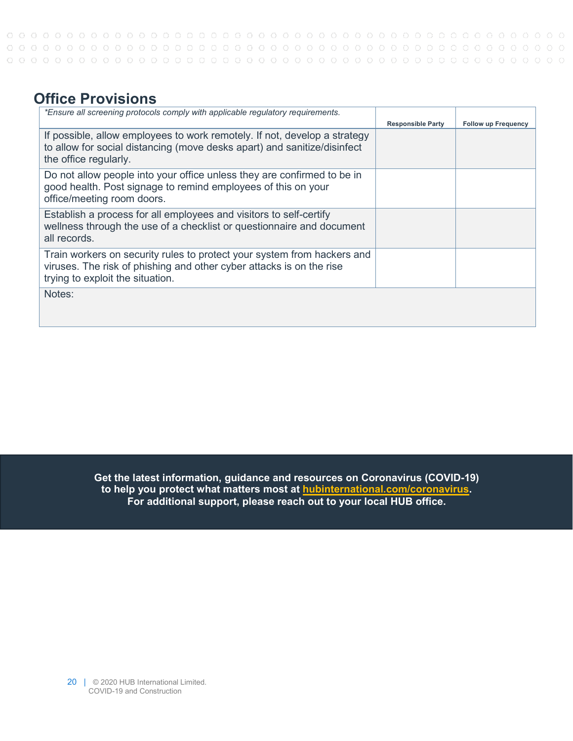## Office Provisions

| *\*Ensure all screening protocols comply with applicable regulatory requirements.* | Responsible Party | Follow up Frequency |
|---|---|---|
| If possible, allow employees to work remotely. If not, develop a strategy to allow for social distancing (move desks apart) and sanitize/disinfect the office regularly. | | |
| Do not allow people into your office unless they are confirmed to be in good health. Post signage to remind employees of this on your office/meeting room doors. | | |
| Establish a process for all employees and visitors to self-certify wellness through the use of a checklist or questionnaire and document all records. | | |
| Train workers on security rules to protect your system from hackers and viruses. The risk of phishing and other cyber attacks is on the rise trying to exploit the situation. | | |
| Notes: | | |

**Get the latest information, guidance and resources on Coronavirus (COVID-19) to help you protect what matters most at [hubinternational.com/coronavirus](hubinternational.com/coronavirus). For additional support, please reach out to your local HUB office.**

© 2020 HUB International Limited.
COVID-19 and Construction